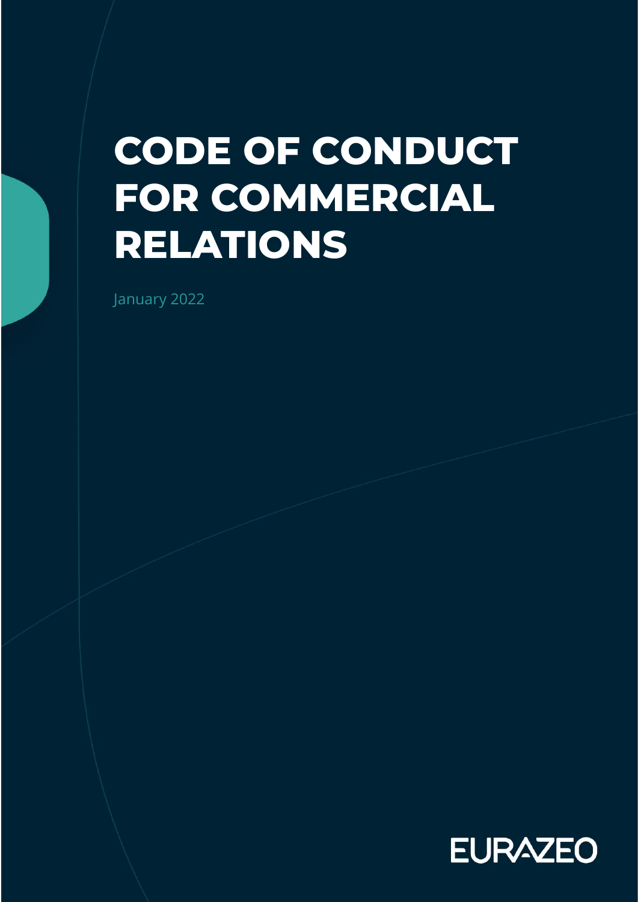# CODE OF CONDUCT FOR COMMERCIAL RELATIONS

January 2022

EURAZEO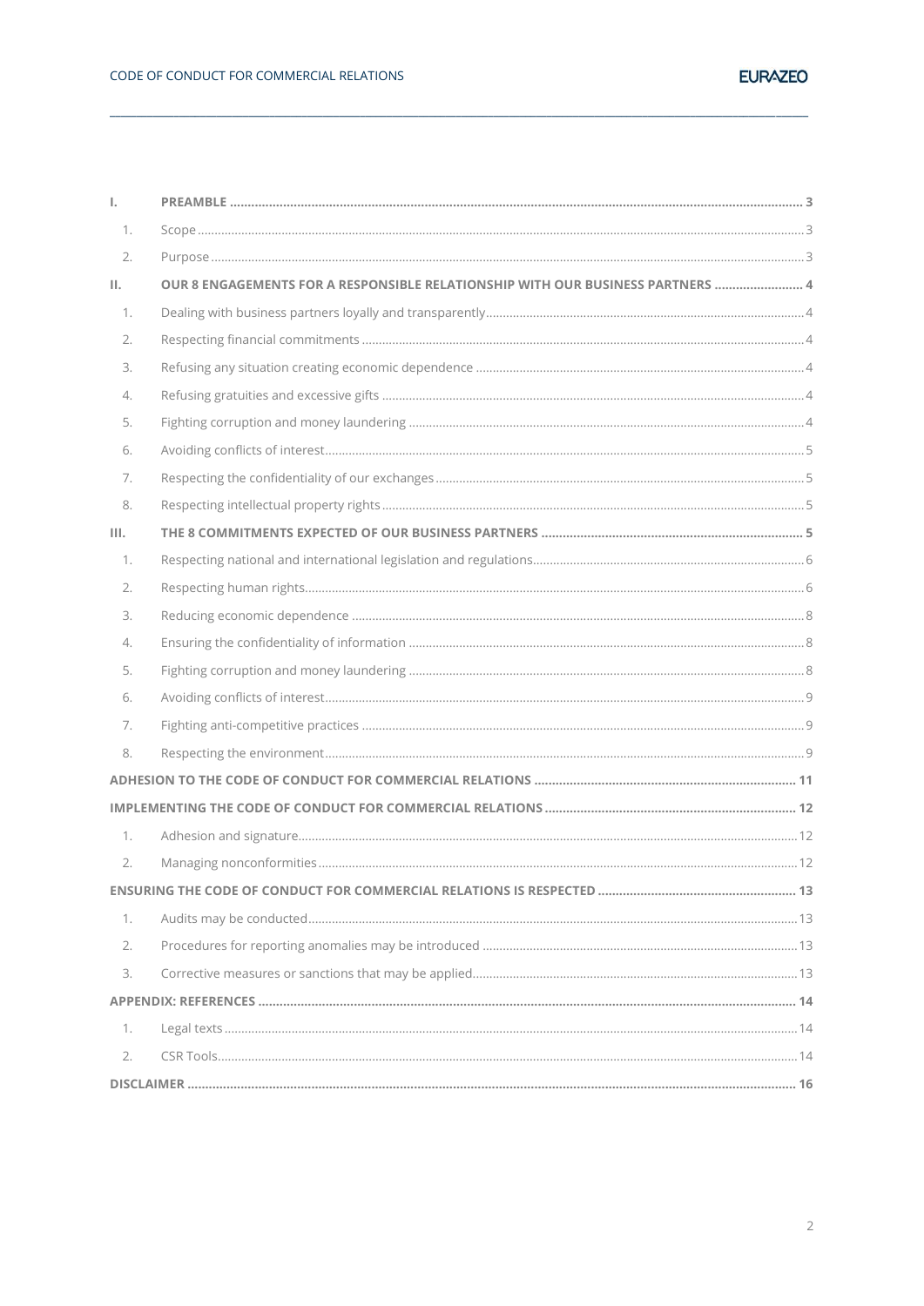| | | |
|---|---|---|
| **I.** | **PREAMBLE** | **3** |
| 1. | Scope | 3 |
| 2. | Purpose | 3 |
| **II.** | **OUR 8 ENGAGEMENTS FOR A RESPONSIBLE RELATIONSHIP WITH OUR BUSINESS PARTNERS** | **4** |
| 1. | Dealing with business partners loyally and transparently | 4 |
| 2. | Respecting financial commitments | 4 |
| 3. | Refusing any situation creating economic dependence | 4 |
| 4. | Refusing gratuities and excessive gifts | 4 |
| 5. | Fighting corruption and money laundering | 4 |
| 6. | Avoiding conflicts of interest | 5 |
| 7. | Respecting the confidentiality of our exchanges | 5 |
| 8. | Respecting intellectual property rights | 5 |
| **III.** | **THE 8 COMMITMENTS EXPECTED OF OUR BUSINESS PARTNERS** | **5** |
| 1. | Respecting national and international legislation and regulations | 6 |
| 2. | Respecting human rights | 6 |
| 3. | Reducing economic dependence | 8 |
| 4. | Ensuring the confidentiality of information | 8 |
| 5. | Fighting corruption and money laundering | 8 |
| 6. | Avoiding conflicts of interest | 9 |
| 7. | Fighting anti-competitive practices | 9 |
| 8. | Respecting the environment | 9 |
| **ADHESION TO THE CODE OF CONDUCT FOR COMMERCIAL RELATIONS** | | **11** |
| **IMPLEMENTING THE CODE OF CONDUCT FOR COMMERCIAL RELATIONS** | | **12** |
| 1. | Adhesion and signature | 12 |
| 2. | Managing nonconformities | 12 |
| **ENSURING THE CODE OF CONDUCT FOR COMMERCIAL RELATIONS IS RESPECTED** | | **13** |
| 1. | Audits may be conducted | 13 |
| 2. | Procedures for reporting anomalies may be introduced | 13 |
| 3. | Corrective measures or sanctions that may be applied | 13 |
| **APPENDIX: REFERENCES** | | **14** |
| 1. | Legal texts | 14 |
| 2. | CSR Tools | 14 |
| **DISCLAIMER** | | **16** |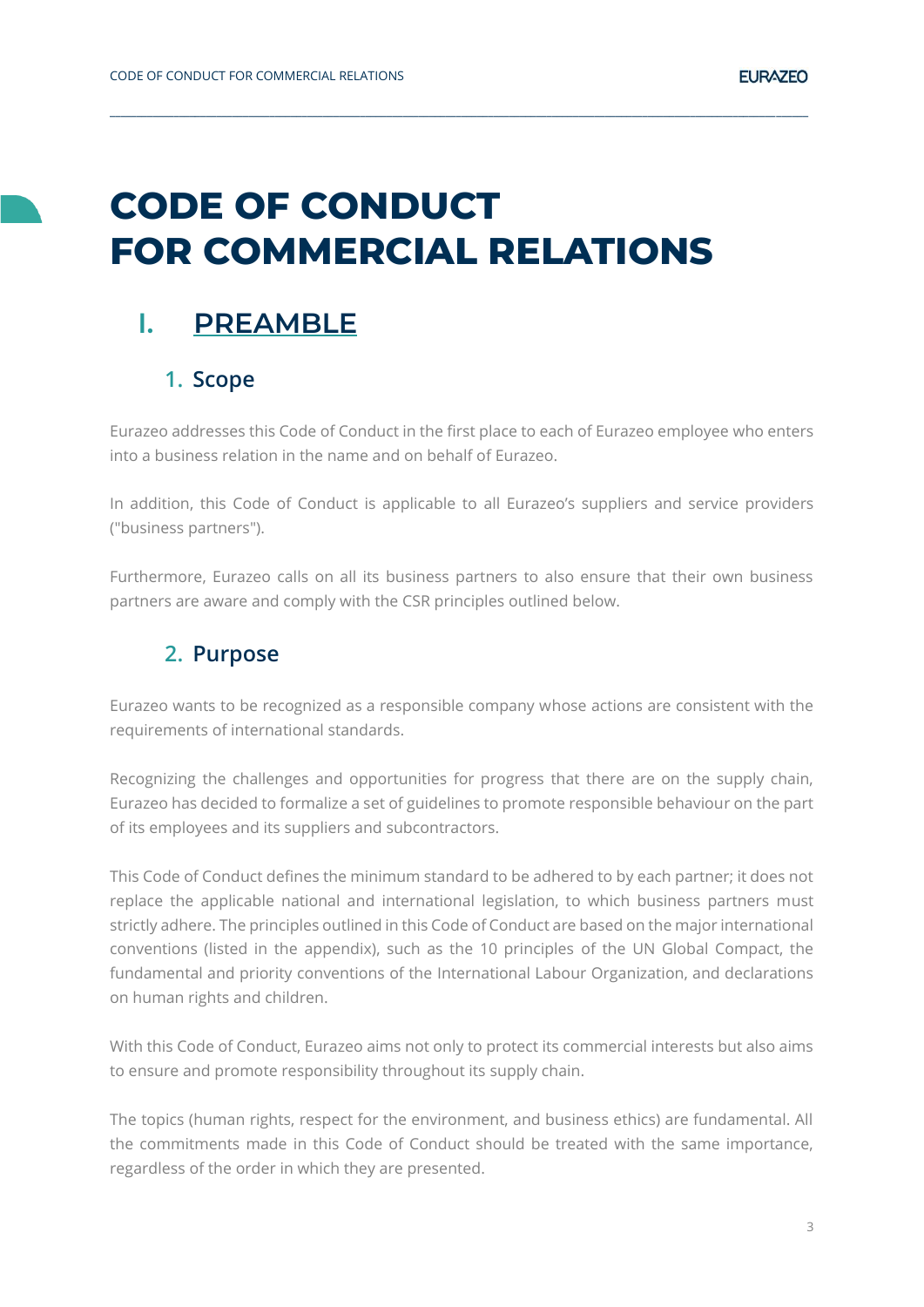# CODE OF CONDUCT FOR COMMERCIAL RELATIONS

## I. PREAMBLE

### 1. Scope

Eurazeo addresses this Code of Conduct in the first place to each of Eurazeo employee who enters into a business relation in the name and on behalf of Eurazeo.

In addition, this Code of Conduct is applicable to all Eurazeo's suppliers and service providers ("business partners").

Furthermore, Eurazeo calls on all its business partners to also ensure that their own business partners are aware and comply with the CSR principles outlined below.

### 2. Purpose

Eurazeo wants to be recognized as a responsible company whose actions are consistent with the requirements of international standards.

Recognizing the challenges and opportunities for progress that there are on the supply chain, Eurazeo has decided to formalize a set of guidelines to promote responsible behaviour on the part of its employees and its suppliers and subcontractors.

This Code of Conduct defines the minimum standard to be adhered to by each partner; it does not replace the applicable national and international legislation, to which business partners must strictly adhere. The principles outlined in this Code of Conduct are based on the major international conventions (listed in the appendix), such as the 10 principles of the UN Global Compact, the fundamental and priority conventions of the International Labour Organization, and declarations on human rights and children.

With this Code of Conduct, Eurazeo aims not only to protect its commercial interests but also aims to ensure and promote responsibility throughout its supply chain.

The topics (human rights, respect for the environment, and business ethics) are fundamental. All the commitments made in this Code of Conduct should be treated with the same importance, regardless of the order in which they are presented.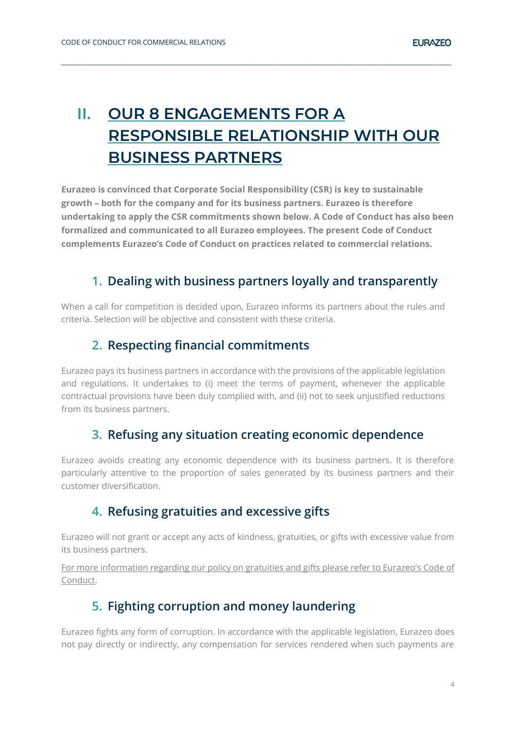# II. OUR 8 ENGAGEMENTS FOR A RESPONSIBLE RELATIONSHIP WITH OUR BUSINESS PARTNERS

**Eurazeo is convinced that Corporate Social Responsibility (CSR) is key to sustainable growth – both for the company and for its business partners. Eurazeo is therefore undertaking to apply the CSR commitments shown below. A Code of Conduct has also been formalized and communicated to all Eurazeo employees. The present Code of Conduct complements Eurazeo's Code of Conduct on practices related to commercial relations.**

## 1. Dealing with business partners loyally and transparently

When a call for competition is decided upon, Eurazeo informs its partners about the rules and criteria. Selection will be objective and consistent with these criteria.

## 2. Respecting financial commitments

Eurazeo pays its business partners in accordance with the provisions of the applicable legislation and regulations. It undertakes to (i) meet the terms of payment, whenever the applicable contractual provisions have been duly complied with, and (ii) not to seek unjustified reductions from its business partners.

## 3. Refusing any situation creating economic dependence

Eurazeo avoids creating any economic dependence with its business partners. It is therefore particularly attentive to the proportion of sales generated by its business partners and their customer diversification.

## 4. Refusing gratuities and excessive gifts

Eurazeo will not grant or accept any acts of kindness, gratuities, or gifts with excessive value from its business partners.

For more information regarding our policy on gratuities and gifts please refer to Eurazeo's Code of Conduct.

## 5. Fighting corruption and money laundering

Eurazeo fights any form of corruption. In accordance with the applicable legislation, Eurazeo does not pay directly or indirectly, any compensation for services rendered when such payments are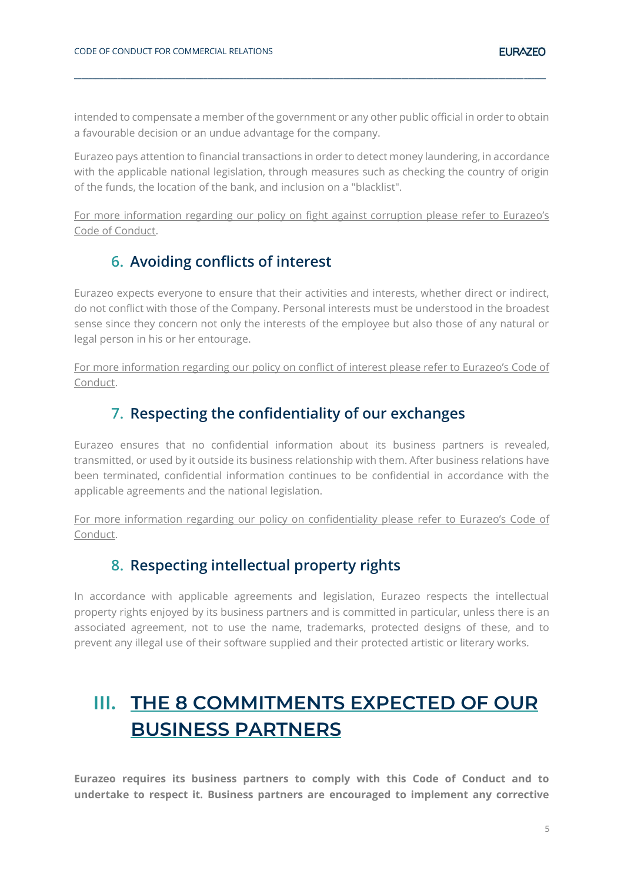intended to compensate a member of the government or any other public official in order to obtain a favourable decision or an undue advantage for the company.

Eurazeo pays attention to financial transactions in order to detect money laundering, in accordance with the applicable national legislation, through measures such as checking the country of origin of the funds, the location of the bank, and inclusion on a "blacklist".

For more information regarding our policy on fight against corruption please refer to Eurazeo's Code of Conduct.

### 6. Avoiding conflicts of interest

Eurazeo expects everyone to ensure that their activities and interests, whether direct or indirect, do not conflict with those of the Company. Personal interests must be understood in the broadest sense since they concern not only the interests of the employee but also those of any natural or legal person in his or her entourage.

For more information regarding our policy on conflict of interest please refer to Eurazeo's Code of Conduct.

### 7. Respecting the confidentiality of our exchanges

Eurazeo ensures that no confidential information about its business partners is revealed, transmitted, or used by it outside its business relationship with them. After business relations have been terminated, confidential information continues to be confidential in accordance with the applicable agreements and the national legislation.

For more information regarding our policy on confidentiality please refer to Eurazeo's Code of Conduct.

### 8. Respecting intellectual property rights

In accordance with applicable agreements and legislation, Eurazeo respects the intellectual property rights enjoyed by its business partners and is committed in particular, unless there is an associated agreement, not to use the name, trademarks, protected designs of these, and to prevent any illegal use of their software supplied and their protected artistic or literary works.

## III. THE 8 COMMITMENTS EXPECTED OF OUR BUSINESS PARTNERS

**Eurazeo requires its business partners to comply with this Code of Conduct and to undertake to respect it. Business partners are encouraged to implement any corrective**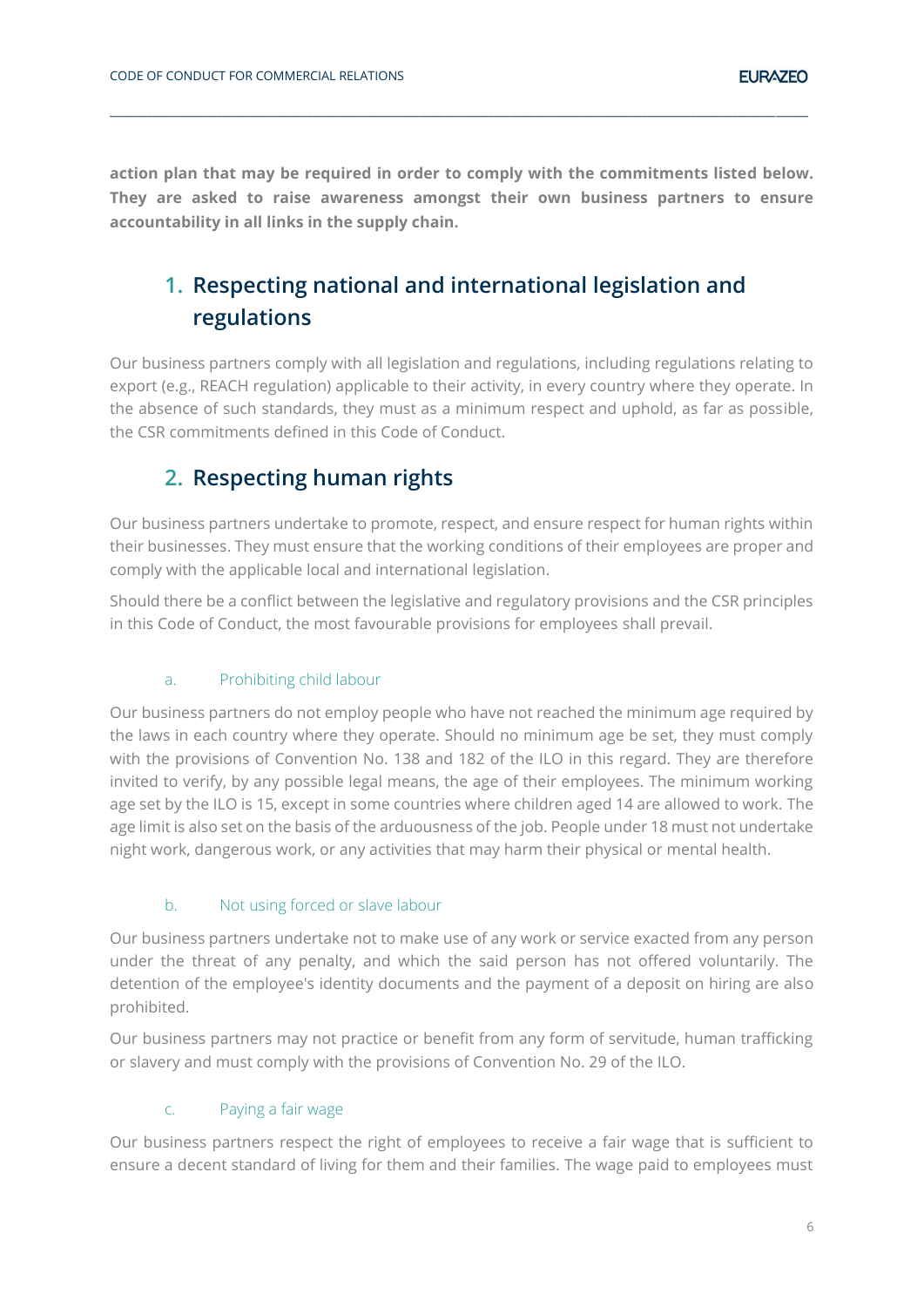**action plan that may be required in order to comply with the commitments listed below. They are asked to raise awareness amongst their own business partners to ensure accountability in all links in the supply chain.**

## 1. Respecting national and international legislation and regulations

Our business partners comply with all legislation and regulations, including regulations relating to export (e.g., REACH regulation) applicable to their activity, in every country where they operate. In the absence of such standards, they must as a minimum respect and uphold, as far as possible, the CSR commitments defined in this Code of Conduct.

## 2. Respecting human rights

Our business partners undertake to promote, respect, and ensure respect for human rights within their businesses. They must ensure that the working conditions of their employees are proper and comply with the applicable local and international legislation.

Should there be a conflict between the legislative and regulatory provisions and the CSR principles in this Code of Conduct, the most favourable provisions for employees shall prevail.

### a. Prohibiting child labour

Our business partners do not employ people who have not reached the minimum age required by the laws in each country where they operate. Should no minimum age be set, they must comply with the provisions of Convention No. 138 and 182 of the ILO in this regard. They are therefore invited to verify, by any possible legal means, the age of their employees. The minimum working age set by the ILO is 15, except in some countries where children aged 14 are allowed to work. The age limit is also set on the basis of the arduousness of the job. People under 18 must not undertake night work, dangerous work, or any activities that may harm their physical or mental health.

### b. Not using forced or slave labour

Our business partners undertake not to make use of any work or service exacted from any person under the threat of any penalty, and which the said person has not offered voluntarily. The detention of the employee's identity documents and the payment of a deposit on hiring are also prohibited.

Our business partners may not practice or benefit from any form of servitude, human trafficking or slavery and must comply with the provisions of Convention No. 29 of the ILO.

### c. Paying a fair wage

Our business partners respect the right of employees to receive a fair wage that is sufficient to ensure a decent standard of living for them and their families. The wage paid to employees must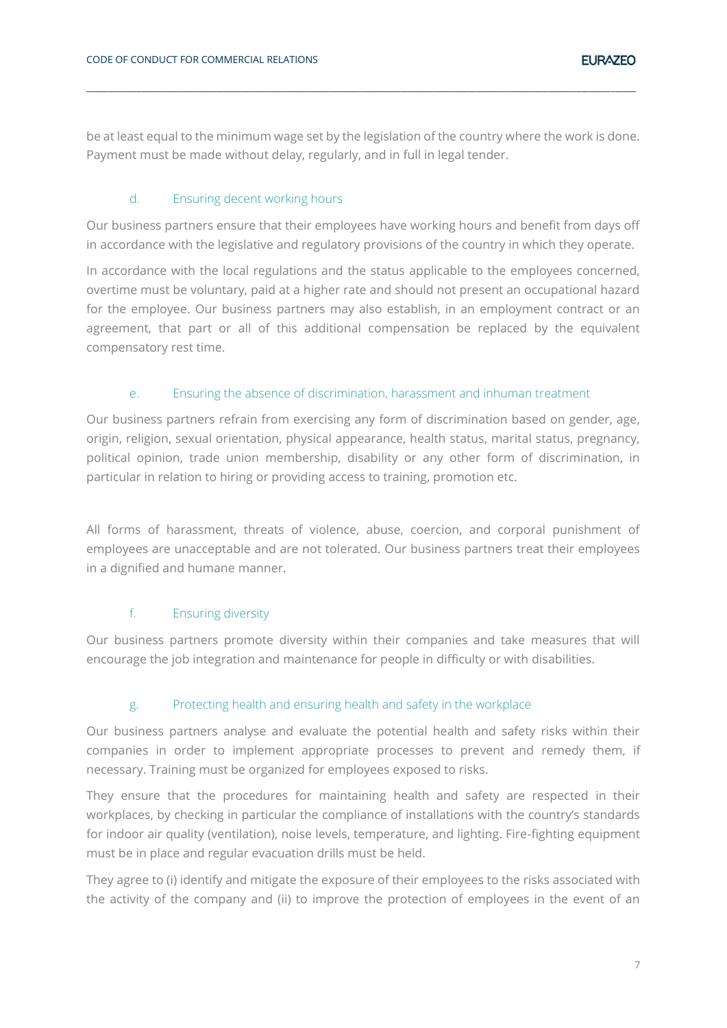be at least equal to the minimum wage set by the legislation of the country where the work is done. Payment must be made without delay, regularly, and in full in legal tender.

### d. Ensuring decent working hours

Our business partners ensure that their employees have working hours and benefit from days off in accordance with the legislative and regulatory provisions of the country in which they operate.

In accordance with the local regulations and the status applicable to the employees concerned, overtime must be voluntary, paid at a higher rate and should not present an occupational hazard for the employee. Our business partners may also establish, in an employment contract or an agreement, that part or all of this additional compensation be replaced by the equivalent compensatory rest time.

### e. Ensuring the absence of discrimination, harassment and inhuman treatment

Our business partners refrain from exercising any form of discrimination based on gender, age, origin, religion, sexual orientation, physical appearance, health status, marital status, pregnancy, political opinion, trade union membership, disability or any other form of discrimination, in particular in relation to hiring or providing access to training, promotion etc.

All forms of harassment, threats of violence, abuse, coercion, and corporal punishment of employees are unacceptable and are not tolerated. Our business partners treat their employees in a dignified and humane manner.

### f. Ensuring diversity

Our business partners promote diversity within their companies and take measures that will encourage the job integration and maintenance for people in difficulty or with disabilities.

### g. Protecting health and ensuring health and safety in the workplace

Our business partners analyse and evaluate the potential health and safety risks within their companies in order to implement appropriate processes to prevent and remedy them, if necessary. Training must be organized for employees exposed to risks.

They ensure that the procedures for maintaining health and safety are respected in their workplaces, by checking in particular the compliance of installations with the country's standards for indoor air quality (ventilation), noise levels, temperature, and lighting. Fire-fighting equipment must be in place and regular evacuation drills must be held.

They agree to (i) identify and mitigate the exposure of their employees to the risks associated with the activity of the company and (ii) to improve the protection of employees in the event of an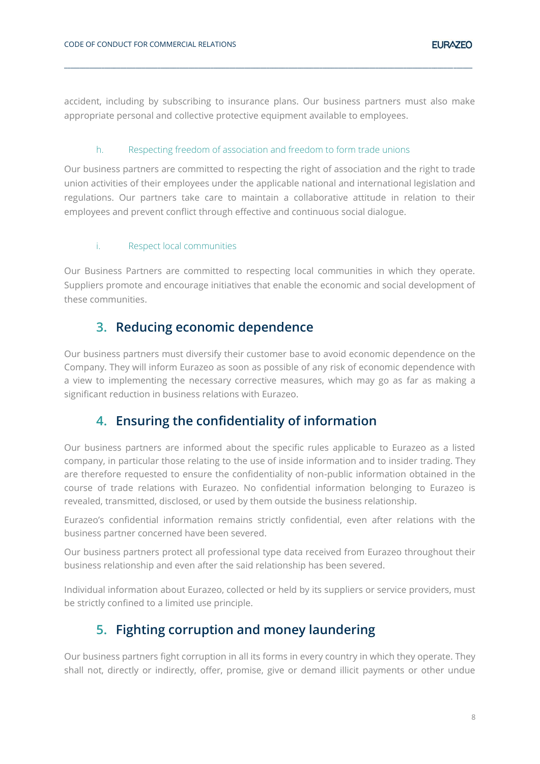accident, including by subscribing to insurance plans. Our business partners must also make appropriate personal and collective protective equipment available to employees.

#### h. Respecting freedom of association and freedom to form trade unions

Our business partners are committed to respecting the right of association and the right to trade union activities of their employees under the applicable national and international legislation and regulations. Our partners take care to maintain a collaborative attitude in relation to their employees and prevent conflict through effective and continuous social dialogue.

#### i. Respect local communities

Our Business Partners are committed to respecting local communities in which they operate. Suppliers promote and encourage initiatives that enable the economic and social development of these communities.

## 3. Reducing economic dependence

Our business partners must diversify their customer base to avoid economic dependence on the Company. They will inform Eurazeo as soon as possible of any risk of economic dependence with a view to implementing the necessary corrective measures, which may go as far as making a significant reduction in business relations with Eurazeo.

## 4. Ensuring the confidentiality of information

Our business partners are informed about the specific rules applicable to Eurazeo as a listed company, in particular those relating to the use of inside information and to insider trading. They are therefore requested to ensure the confidentiality of non-public information obtained in the course of trade relations with Eurazeo. No confidential information belonging to Eurazeo is revealed, transmitted, disclosed, or used by them outside the business relationship.

Eurazeo's confidential information remains strictly confidential, even after relations with the business partner concerned have been severed.

Our business partners protect all professional type data received from Eurazeo throughout their business relationship and even after the said relationship has been severed.

Individual information about Eurazeo, collected or held by its suppliers or service providers, must be strictly confined to a limited use principle.

## 5. Fighting corruption and money laundering

Our business partners fight corruption in all its forms in every country in which they operate. They shall not, directly or indirectly, offer, promise, give or demand illicit payments or other undue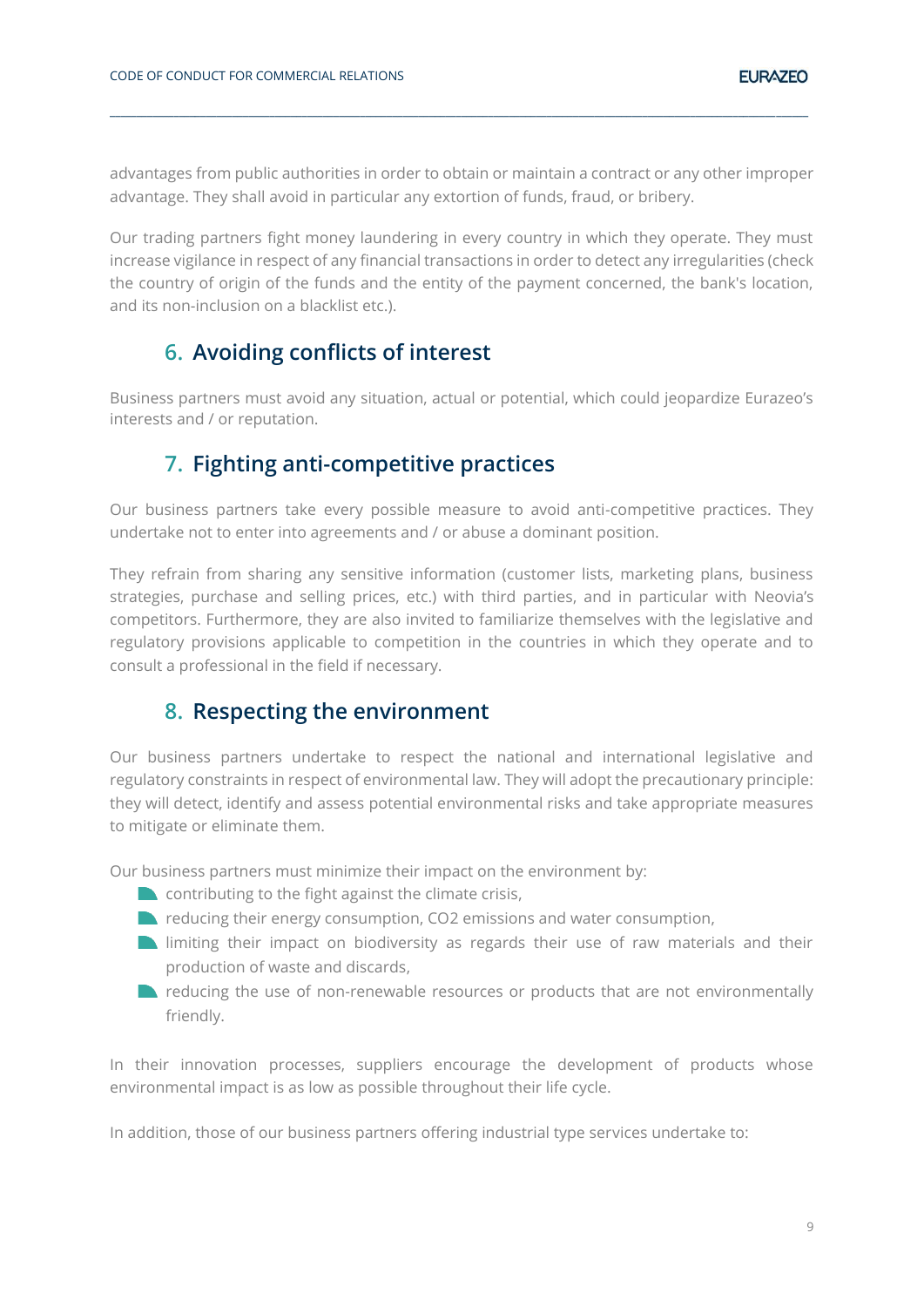advantages from public authorities in order to obtain or maintain a contract or any other improper advantage. They shall avoid in particular any extortion of funds, fraud, or bribery.

Our trading partners fight money laundering in every country in which they operate. They must increase vigilance in respect of any financial transactions in order to detect any irregularities (check the country of origin of the funds and the entity of the payment concerned, the bank's location, and its non-inclusion on a blacklist etc.).

## 6. Avoiding conflicts of interest

Business partners must avoid any situation, actual or potential, which could jeopardize Eurazeo's interests and / or reputation.

## 7. Fighting anti-competitive practices

Our business partners take every possible measure to avoid anti-competitive practices. They undertake not to enter into agreements and / or abuse a dominant position.

They refrain from sharing any sensitive information (customer lists, marketing plans, business strategies, purchase and selling prices, etc.) with third parties, and in particular with Neovia's competitors. Furthermore, they are also invited to familiarize themselves with the legislative and regulatory provisions applicable to competition in the countries in which they operate and to consult a professional in the field if necessary.

## 8. Respecting the environment

Our business partners undertake to respect the national and international legislative and regulatory constraints in respect of environmental law. They will adopt the precautionary principle: they will detect, identify and assess potential environmental risks and take appropriate measures to mitigate or eliminate them.

Our business partners must minimize their impact on the environment by:

- contributing to the fight against the climate crisis,
- reducing their energy consumption, $CO_2$ emissions and water consumption,
- limiting their impact on biodiversity as regards their use of raw materials and their production of waste and discards,
- reducing the use of non-renewable resources or products that are not environmentally friendly.

In their innovation processes, suppliers encourage the development of products whose environmental impact is as low as possible throughout their life cycle.

In addition, those of our business partners offering industrial type services undertake to: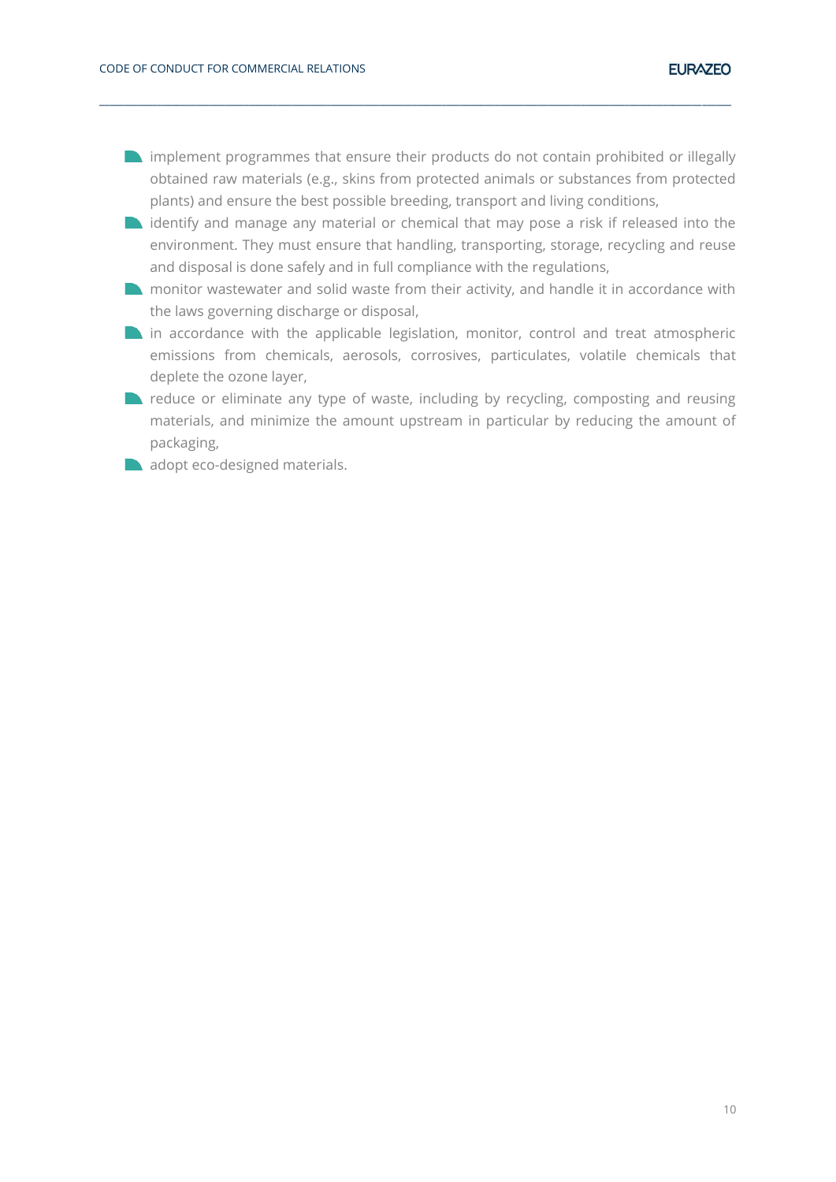- implement programmes that ensure their products do not contain prohibited or illegally obtained raw materials (e.g., skins from protected animals or substances from protected plants) and ensure the best possible breeding, transport and living conditions,
- identify and manage any material or chemical that may pose a risk if released into the environment. They must ensure that handling, transporting, storage, recycling and reuse and disposal is done safely and in full compliance with the regulations,
- monitor wastewater and solid waste from their activity, and handle it in accordance with the laws governing discharge or disposal,
- in accordance with the applicable legislation, monitor, control and treat atmospheric emissions from chemicals, aerosols, corrosives, particulates, volatile chemicals that deplete the ozone layer,
- reduce or eliminate any type of waste, including by recycling, composting and reusing materials, and minimize the amount upstream in particular by reducing the amount of packaging,
- adopt eco-designed materials.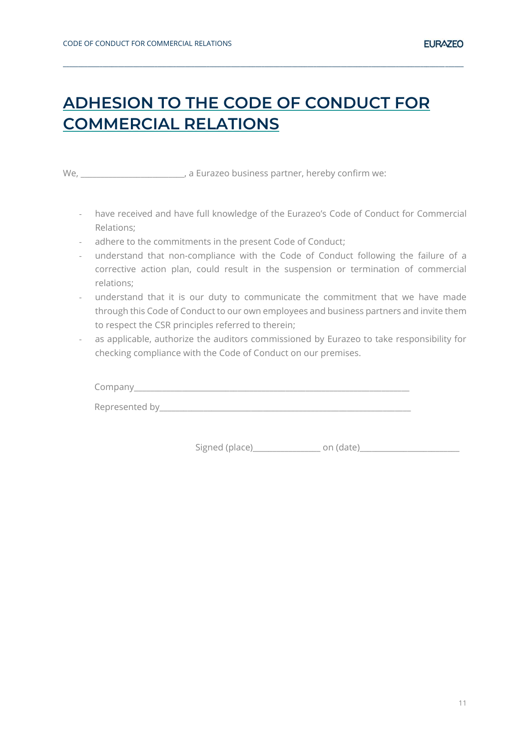# ADHESION TO THE CODE OF CONDUCT FOR COMMERCIAL RELATIONS

We, ________________________, a Eurazeo business partner, hereby confirm we:

- have received and have full knowledge of the Eurazeo's Code of Conduct for Commercial Relations;
- adhere to the commitments in the present Code of Conduct;
- understand that non-compliance with the Code of Conduct following the failure of a corrective action plan, could result in the suspension or termination of commercial relations;
- understand that it is our duty to communicate the commitment that we have made through this Code of Conduct to our own employees and business partners and invite them to respect the CSR principles referred to therein;
- as applicable, authorize the auditors commissioned by Eurazeo to take responsibility for checking compliance with the Code of Conduct on our premises.

Company_________________________________________________________________

Represented by___________________________________________________________

Signed (place)________________ on (date)________________________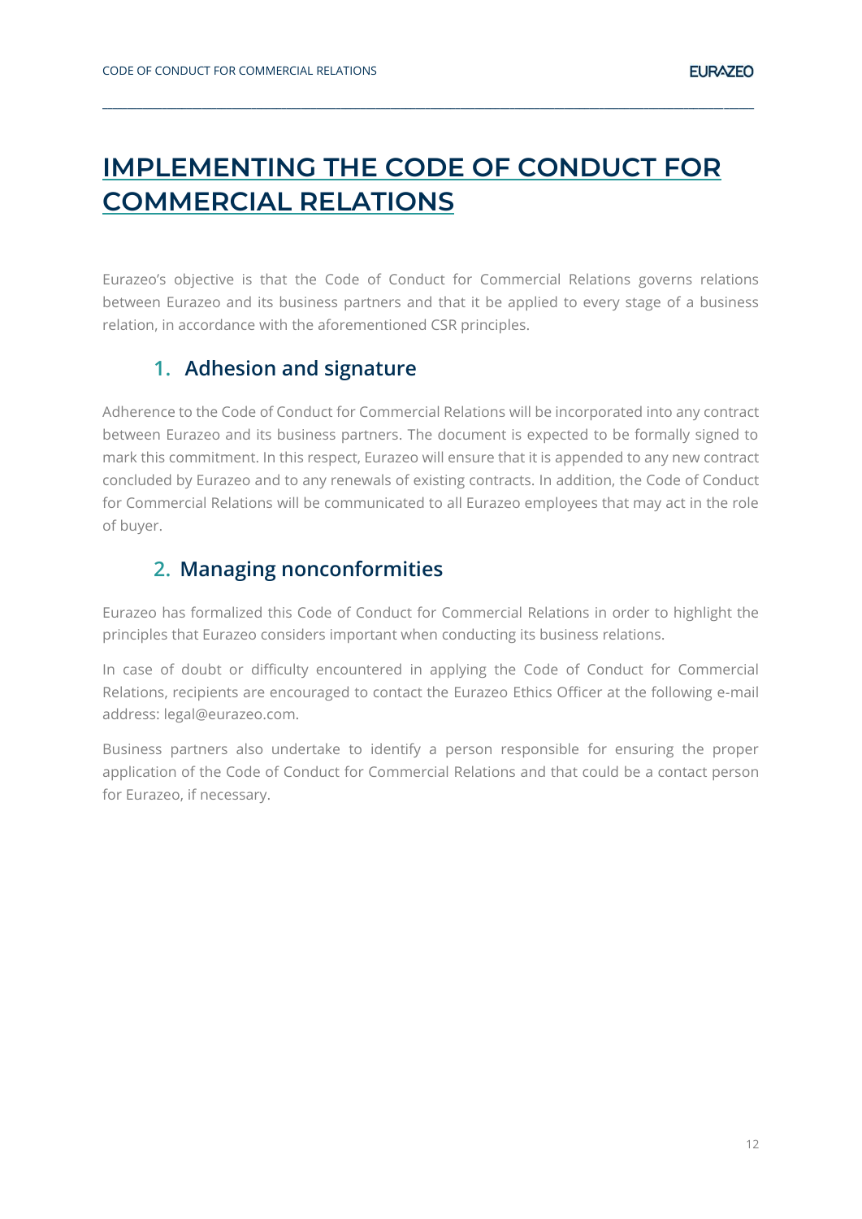# IMPLEMENTING THE CODE OF CONDUCT FOR COMMERCIAL RELATIONS

Eurazeo's objective is that the Code of Conduct for Commercial Relations governs relations between Eurazeo and its business partners and that it be applied to every stage of a business relation, in accordance with the aforementioned CSR principles.

## 1. Adhesion and signature

Adherence to the Code of Conduct for Commercial Relations will be incorporated into any contract between Eurazeo and its business partners. The document is expected to be formally signed to mark this commitment. In this respect, Eurazeo will ensure that it is appended to any new contract concluded by Eurazeo and to any renewals of existing contracts. In addition, the Code of Conduct for Commercial Relations will be communicated to all Eurazeo employees that may act in the role of buyer.

## 2. Managing nonconformities

Eurazeo has formalized this Code of Conduct for Commercial Relations in order to highlight the principles that Eurazeo considers important when conducting its business relations.

In case of doubt or difficulty encountered in applying the Code of Conduct for Commercial Relations, recipients are encouraged to contact the Eurazeo Ethics Officer at the following e-mail address: legal@eurazeo.com.

Business partners also undertake to identify a person responsible for ensuring the proper application of the Code of Conduct for Commercial Relations and that could be a contact person for Eurazeo, if necessary.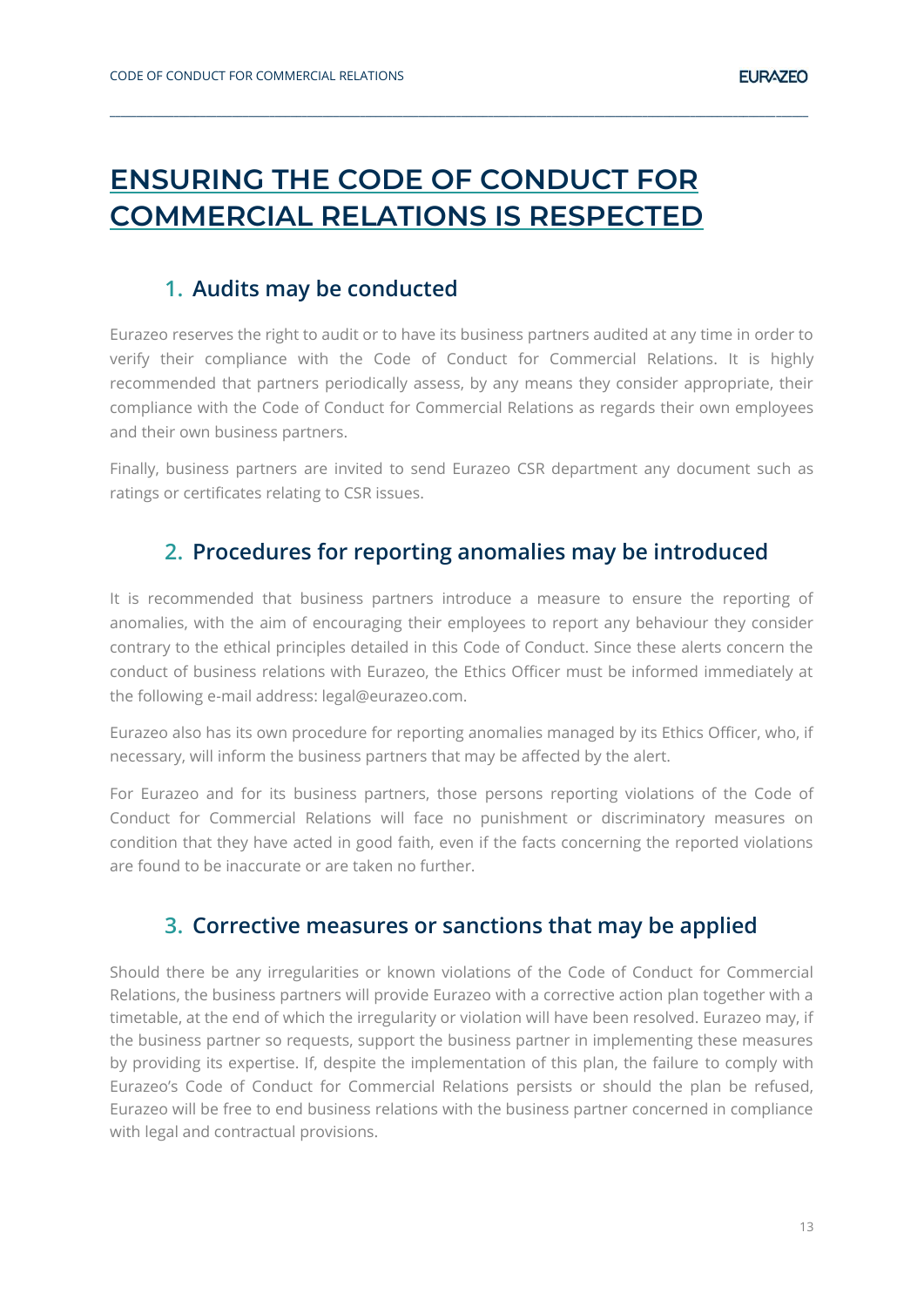# ENSURING THE CODE OF CONDUCT FOR COMMERCIAL RELATIONS IS RESPECTED

## 1. Audits may be conducted

Eurazeo reserves the right to audit or to have its business partners audited at any time in order to verify their compliance with the Code of Conduct for Commercial Relations. It is highly recommended that partners periodically assess, by any means they consider appropriate, their compliance with the Code of Conduct for Commercial Relations as regards their own employees and their own business partners.

Finally, business partners are invited to send Eurazeo CSR department any document such as ratings or certificates relating to CSR issues.

## 2. Procedures for reporting anomalies may be introduced

It is recommended that business partners introduce a measure to ensure the reporting of anomalies, with the aim of encouraging their employees to report any behaviour they consider contrary to the ethical principles detailed in this Code of Conduct. Since these alerts concern the conduct of business relations with Eurazeo, the Ethics Officer must be informed immediately at the following e-mail address: legal@eurazeo.com.

Eurazeo also has its own procedure for reporting anomalies managed by its Ethics Officer, who, if necessary, will inform the business partners that may be affected by the alert.

For Eurazeo and for its business partners, those persons reporting violations of the Code of Conduct for Commercial Relations will face no punishment or discriminatory measures on condition that they have acted in good faith, even if the facts concerning the reported violations are found to be inaccurate or are taken no further.

## 3. Corrective measures or sanctions that may be applied

Should there be any irregularities or known violations of the Code of Conduct for Commercial Relations, the business partners will provide Eurazeo with a corrective action plan together with a timetable, at the end of which the irregularity or violation will have been resolved. Eurazeo may, if the business partner so requests, support the business partner in implementing these measures by providing its expertise. If, despite the implementation of this plan, the failure to comply with Eurazeo's Code of Conduct for Commercial Relations persists or should the plan be refused, Eurazeo will be free to end business relations with the business partner concerned in compliance with legal and contractual provisions.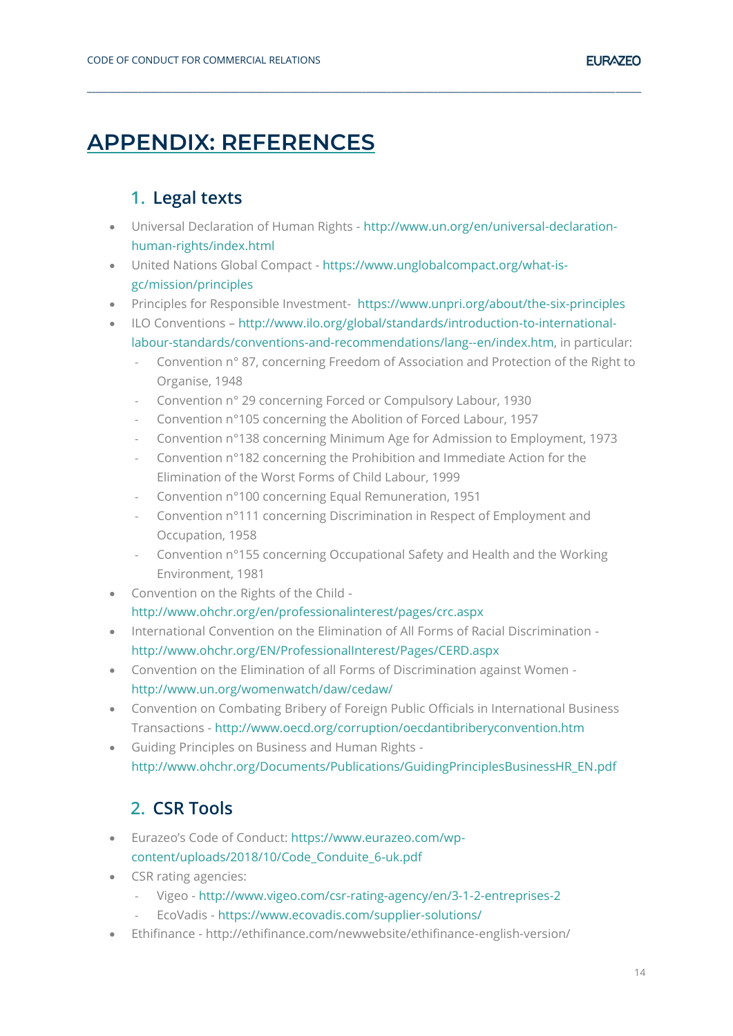# APPENDIX: REFERENCES

## 1. Legal texts

- Universal Declaration of Human Rights - http://www.un.org/en/universal-declaration-human-rights/index.html
- United Nations Global Compact - https://www.unglobalcompact.org/what-is-gc/mission/principles
- Principles for Responsible Investment- https://www.unpri.org/about/the-six-principles
- ILO Conventions – http://www.ilo.org/global/standards/introduction-to-international-labour-standards/conventions-and-recommendations/lang--en/index.htm, in particular:
  - Convention n° 87, concerning Freedom of Association and Protection of the Right to Organise, 1948
  - Convention n° 29 concerning Forced or Compulsory Labour, 1930
  - Convention n°105 concerning the Abolition of Forced Labour, 1957
  - Convention n°138 concerning Minimum Age for Admission to Employment, 1973
  - Convention n°182 concerning the Prohibition and Immediate Action for the Elimination of the Worst Forms of Child Labour, 1999
  - Convention n°100 concerning Equal Remuneration, 1951
  - Convention n°111 concerning Discrimination in Respect of Employment and Occupation, 1958
  - Convention n°155 concerning Occupational Safety and Health and the Working Environment, 1981
- Convention on the Rights of the Child - http://www.ohchr.org/en/professionalinterest/pages/crc.aspx
- International Convention on the Elimination of All Forms of Racial Discrimination - http://www.ohchr.org/EN/ProfessionalInterest/Pages/CERD.aspx
- Convention on the Elimination of all Forms of Discrimination against Women - http://www.un.org/womenwatch/daw/cedaw/
- Convention on Combating Bribery of Foreign Public Officials in International Business Transactions - http://www.oecd.org/corruption/oecdantibriberyconvention.htm
- Guiding Principles on Business and Human Rights - http://www.ohchr.org/Documents/Publications/GuidingPrinciplesBusinessHR_EN.pdf

## 2. CSR Tools

- Eurazeo's Code of Conduct: https://www.eurazeo.com/wp-content/uploads/2018/10/Code_Conduite_6-uk.pdf
- CSR rating agencies:
  - Vigeo - http://www.vigeo.com/csr-rating-agency/en/3-1-2-entreprises-2
  - EcoVadis - https://www.ecovadis.com/supplier-solutions/
- Ethifinance - http://ethifinance.com/newwebsite/ethifinance-english-version/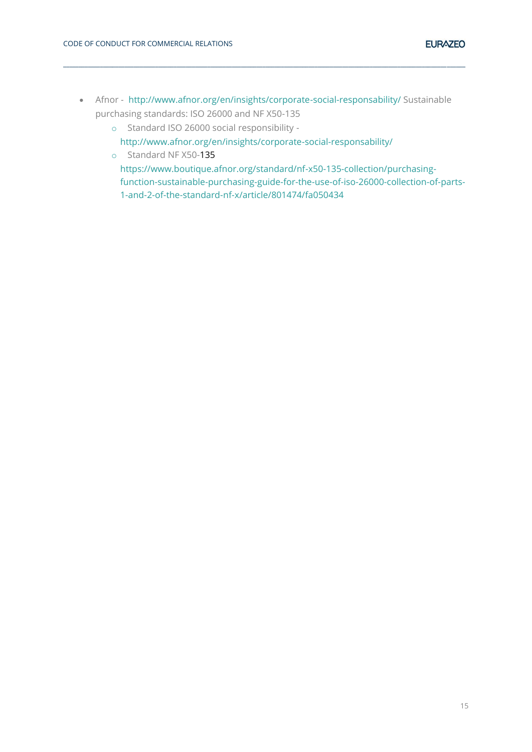- Afnor - http://www.afnor.org/en/insights/corporate-social-responsability/ Sustainable purchasing standards: ISO 26000 and NF X50-135
    - Standard ISO 26000 social responsibility - http://www.afnor.org/en/insights/corporate-social-responsability/
    - Standard NF X50-135 https://www.boutique.afnor.org/standard/nf-x50-135-collection/purchasing-function-sustainable-purchasing-guide-for-the-use-of-iso-26000-collection-of-parts-1-and-2-of-the-standard-nf-x/article/801474/fa050434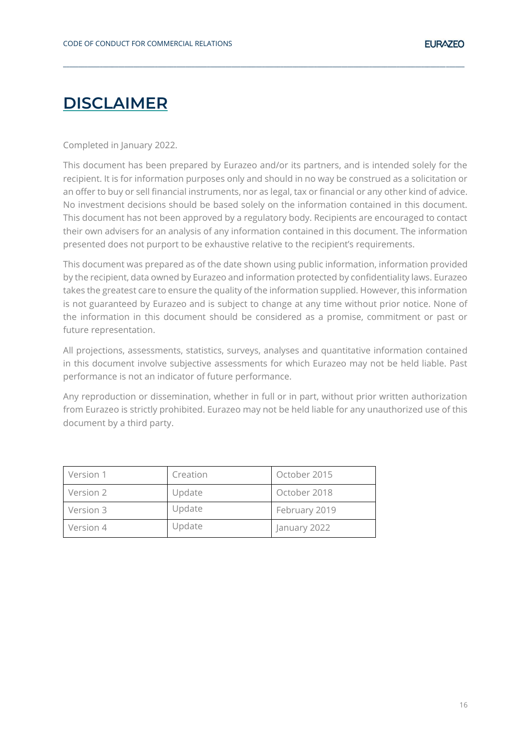# DISCLAIMER

Completed in January 2022.

This document has been prepared by Eurazeo and/or its partners, and is intended solely for the recipient. It is for information purposes only and should in no way be construed as a solicitation or an offer to buy or sell financial instruments, nor as legal, tax or financial or any other kind of advice. No investment decisions should be based solely on the information contained in this document. This document has not been approved by a regulatory body. Recipients are encouraged to contact their own advisers for an analysis of any information contained in this document. The information presented does not purport to be exhaustive relative to the recipient's requirements.

This document was prepared as of the date shown using public information, information provided by the recipient, data owned by Eurazeo and information protected by confidentiality laws. Eurazeo takes the greatest care to ensure the quality of the information supplied. However, this information is not guaranteed by Eurazeo and is subject to change at any time without prior notice. None of the information in this document should be considered as a promise, commitment or past or future representation.

All projections, assessments, statistics, surveys, analyses and quantitative information contained in this document involve subjective assessments for which Eurazeo may not be held liable. Past performance is not an indicator of future performance.

Any reproduction or dissemination, whether in full or in part, without prior written authorization from Eurazeo is strictly prohibited. Eurazeo may not be held liable for any unauthorized use of this document by a third party.

| | | |
|---|---|---|
| Version 1 | Creation | October 2015 |
| Version 2 | Update | October 2018 |
| Version 3 | Update | February 2019 |
| Version 4 | Update | January 2022 |